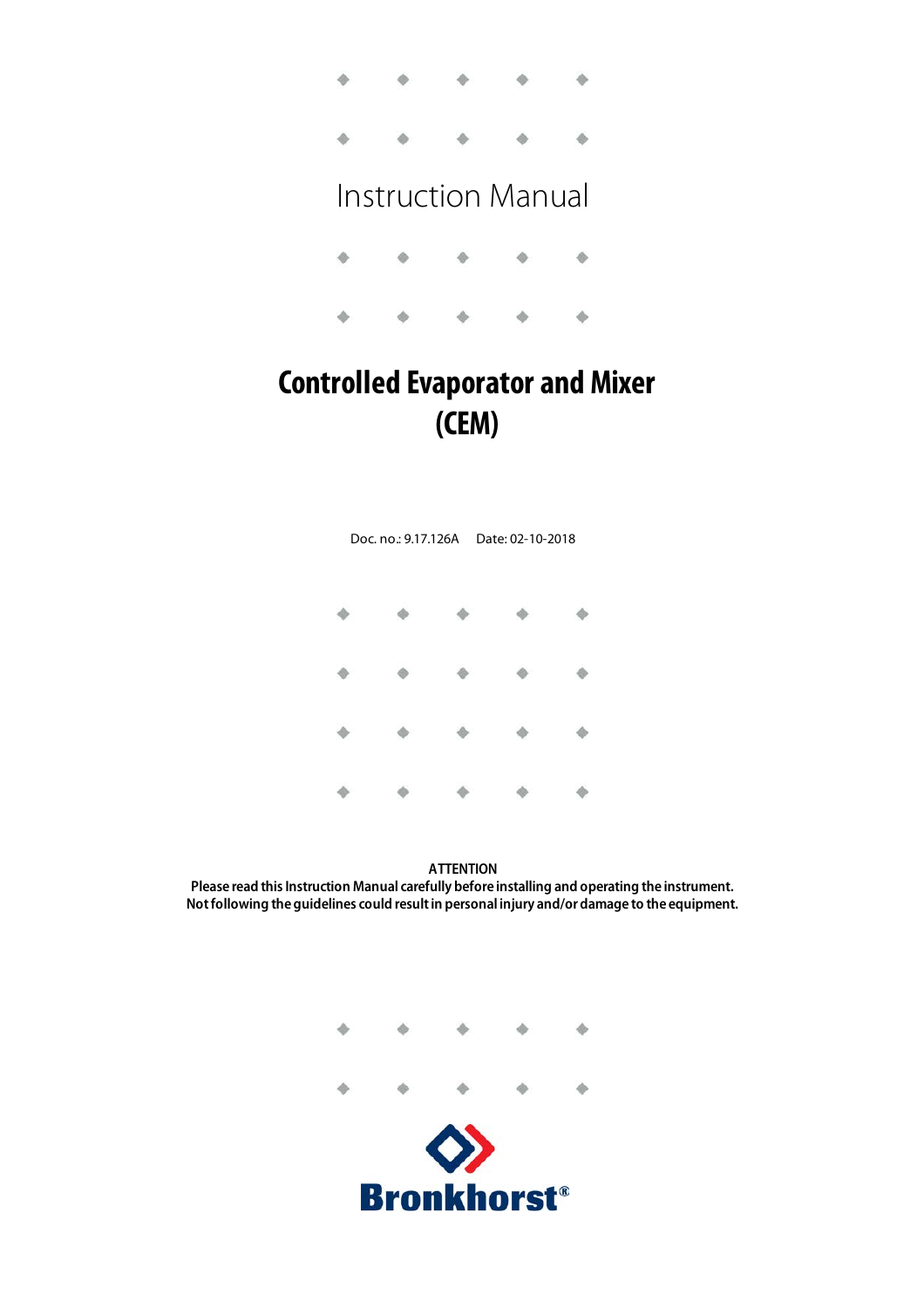Instruction Manual

# Controlled Evaporator and Mixer (CEM)

Doc. no.: 9.17.126A Date: 02-10-2018

**ATTENTION**
**Please read this Instruction Manual carefully before installing and operating the instrument.**
**Not following the guidelines could result in personal injury and/or damage to the equipment.**

Bronkhorst®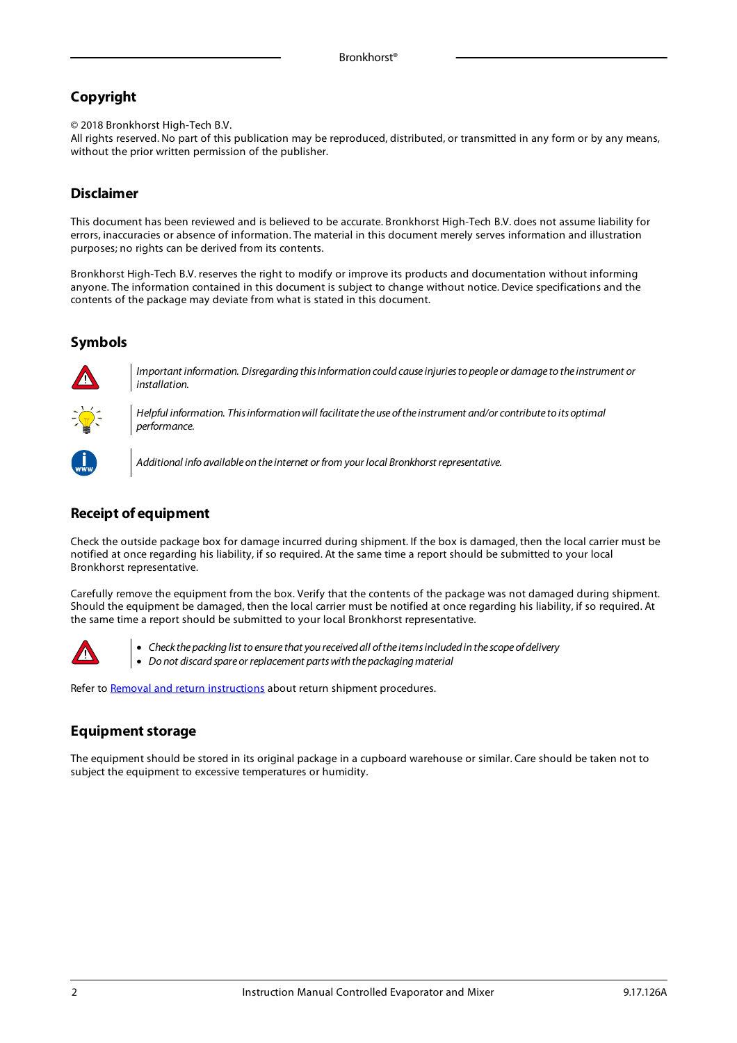## Copyright

© 2018 Bronkhorst High-Tech B.V.
All rights reserved. No part of this publication may be reproduced, distributed, or transmitted in any form or by any means, without the prior written permission of the publisher.

## Disclaimer

This document has been reviewed and is believed to be accurate. Bronkhorst High-Tech B.V. does not assume liability for errors, inaccuracies or absence of information. The material in this document merely serves information and illustration purposes; no rights can be derived from its contents.

Bronkhorst High-Tech B.V. reserves the right to modify or improve its products and documentation without informing anyone. The information contained in this document is subject to change without notice. Device specifications and the contents of the package may deviate from what is stated in this document.

## Symbols

*Important information. Disregarding this information could cause injuries to people or damage to the instrument or installation.*

*Helpful information. This information will facilitate the use of the instrument and/or contribute to its optimal performance.*

*Additional info available on the internet or from your local Bronkhorst representative.*

## Receipt of equipment

Check the outside package box for damage incurred during shipment. If the box is damaged, then the local carrier must be notified at once regarding his liability, if so required. At the same time a report should be submitted to your local Bronkhorst representative.

Carefully remove the equipment from the box. Verify that the contents of the package was not damaged during shipment. Should the equipment be damaged, then the local carrier must be notified at once regarding his liability, if so required. At the same time a report should be submitted to your local Bronkhorst representative.

- *Check the packing list to ensure that you received all of the items included in the scope of delivery*
- *Do not discard spare or replacement parts with the packaging material*

Refer to Removal and return instructions about return shipment procedures.

## Equipment storage

The equipment should be stored in its original package in a cupboard warehouse or similar. Care should be taken not to subject the equipment to excessive temperatures or humidity.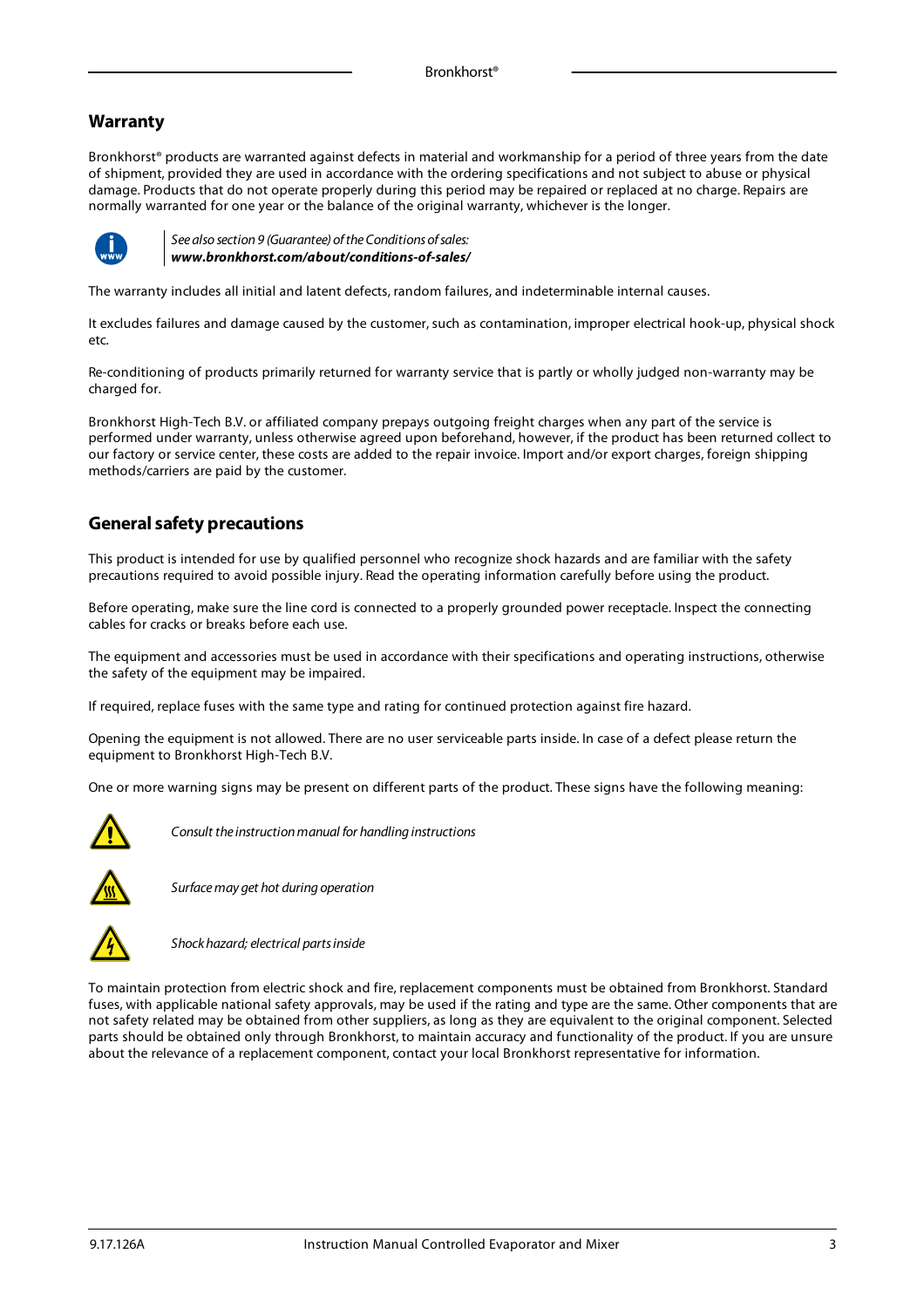## Warranty

Bronkhorst® products are warranted against defects in material and workmanship for a period of three years from the date of shipment, provided they are used in accordance with the ordering specifications and not subject to abuse or physical damage. Products that do not operate properly during this period may be repaired or replaced at no charge. Repairs are normally warranted for one year or the balance of the original warranty, whichever is the longer.

*See also section 9 (Guarantee) of the Conditions of sales:*
***www.bronkhorst.com/about/conditions-of-sales/***

The warranty includes all initial and latent defects, random failures, and indeterminable internal causes.

It excludes failures and damage caused by the customer, such as contamination, improper electrical hook-up, physical shock etc.

Re-conditioning of products primarily returned for warranty service that is partly or wholly judged non-warranty may be charged for.

Bronkhorst High-Tech B.V. or affiliated company prepays outgoing freight charges when any part of the service is performed under warranty, unless otherwise agreed upon beforehand, however, if the product has been returned collect to our factory or service center, these costs are added to the repair invoice. Import and/or export charges, foreign shipping methods/carriers are paid by the customer.

## General safety precautions

This product is intended for use by qualified personnel who recognize shock hazards and are familiar with the safety precautions required to avoid possible injury. Read the operating information carefully before using the product.

Before operating, make sure the line cord is connected to a properly grounded power receptacle. Inspect the connecting cables for cracks or breaks before each use.

The equipment and accessories must be used in accordance with their specifications and operating instructions, otherwise the safety of the equipment may be impaired.

If required, replace fuses with the same type and rating for continued protection against fire hazard.

Opening the equipment is not allowed. There are no user serviceable parts inside. In case of a defect please return the equipment to Bronkhorst High-Tech B.V.

One or more warning signs may be present on different parts of the product. These signs have the following meaning:

*Consult the instruction manual for handling instructions*

*Surface may get hot during operation*

*Shock hazard; electrical parts inside*

To maintain protection from electric shock and fire, replacement components must be obtained from Bronkhorst. Standard fuses, with applicable national safety approvals, may be used if the rating and type are the same. Other components that are not safety related may be obtained from other suppliers, as long as they are equivalent to the original component. Selected parts should be obtained only through Bronkhorst, to maintain accuracy and functionality of the product. If you are unsure about the relevance of a replacement component, contact your local Bronkhorst representative for information.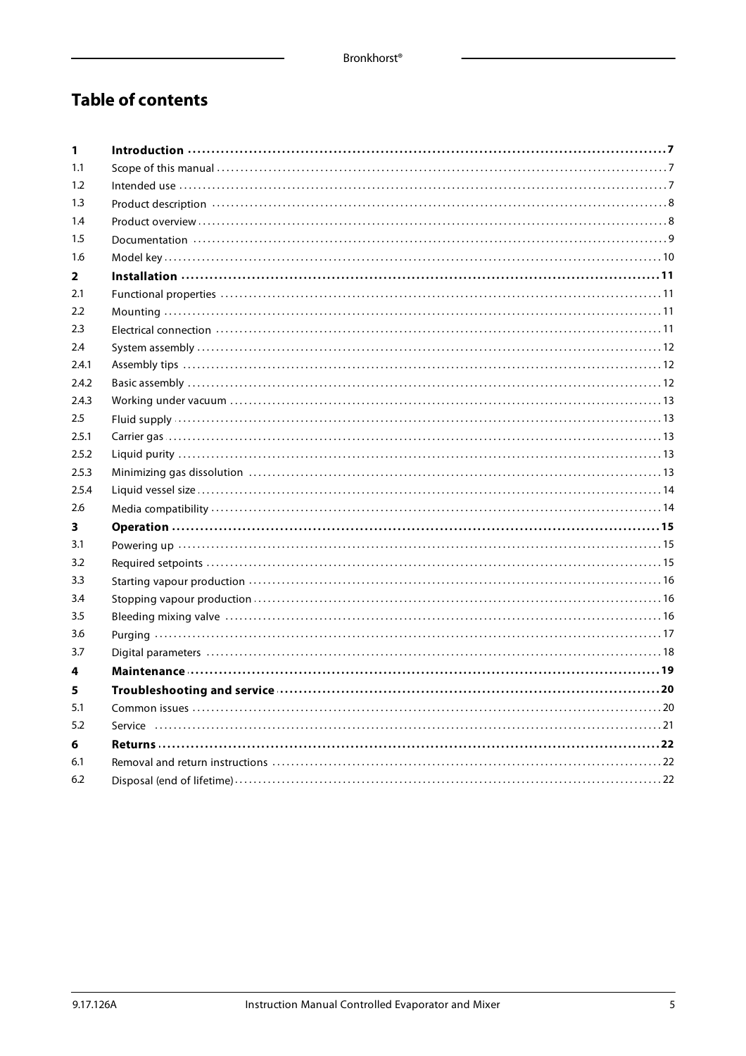# Table of contents

| | | |
|---|---|---|
| **1** | **Introduction** | **7** |
| 1.1 | Scope of this manual | 7 |
| 1.2 | Intended use | 7 |
| 1.3 | Product description | 8 |
| 1.4 | Product overview | 8 |
| 1.5 | Documentation | 9 |
| 1.6 | Model key | 10 |
| **2** | **Installation** | **11** |
| 2.1 | Functional properties | 11 |
| 2.2 | Mounting | 11 |
| 2.3 | Electrical connection | 11 |
| 2.4 | System assembly | 12 |
| 2.4.1 | Assembly tips | 12 |
| 2.4.2 | Basic assembly | 12 |
| 2.4.3 | Working under vacuum | 13 |
| 2.5 | Fluid supply | 13 |
| 2.5.1 | Carrier gas | 13 |
| 2.5.2 | Liquid purity | 13 |
| 2.5.3 | Minimizing gas dissolution | 13 |
| 2.5.4 | Liquid vessel size | 14 |
| 2.6 | Media compatibility | 14 |
| **3** | **Operation** | **15** |
| 3.1 | Powering up | 15 |
| 3.2 | Required setpoints | 15 |
| 3.3 | Starting vapour production | 16 |
| 3.4 | Stopping vapour production | 16 |
| 3.5 | Bleeding mixing valve | 16 |
| 3.6 | Purging | 17 |
| 3.7 | Digital parameters | 18 |
| **4** | **Maintenance** | **19** |
| **5** | **Troubleshooting and service** | **20** |
| 5.1 | Common issues | 20 |
| 5.2 | Service | 21 |
| **6** | **Returns** | **22** |
| 6.1 | Removal and return instructions | 22 |
| 6.2 | Disposal (end of lifetime) | 22 |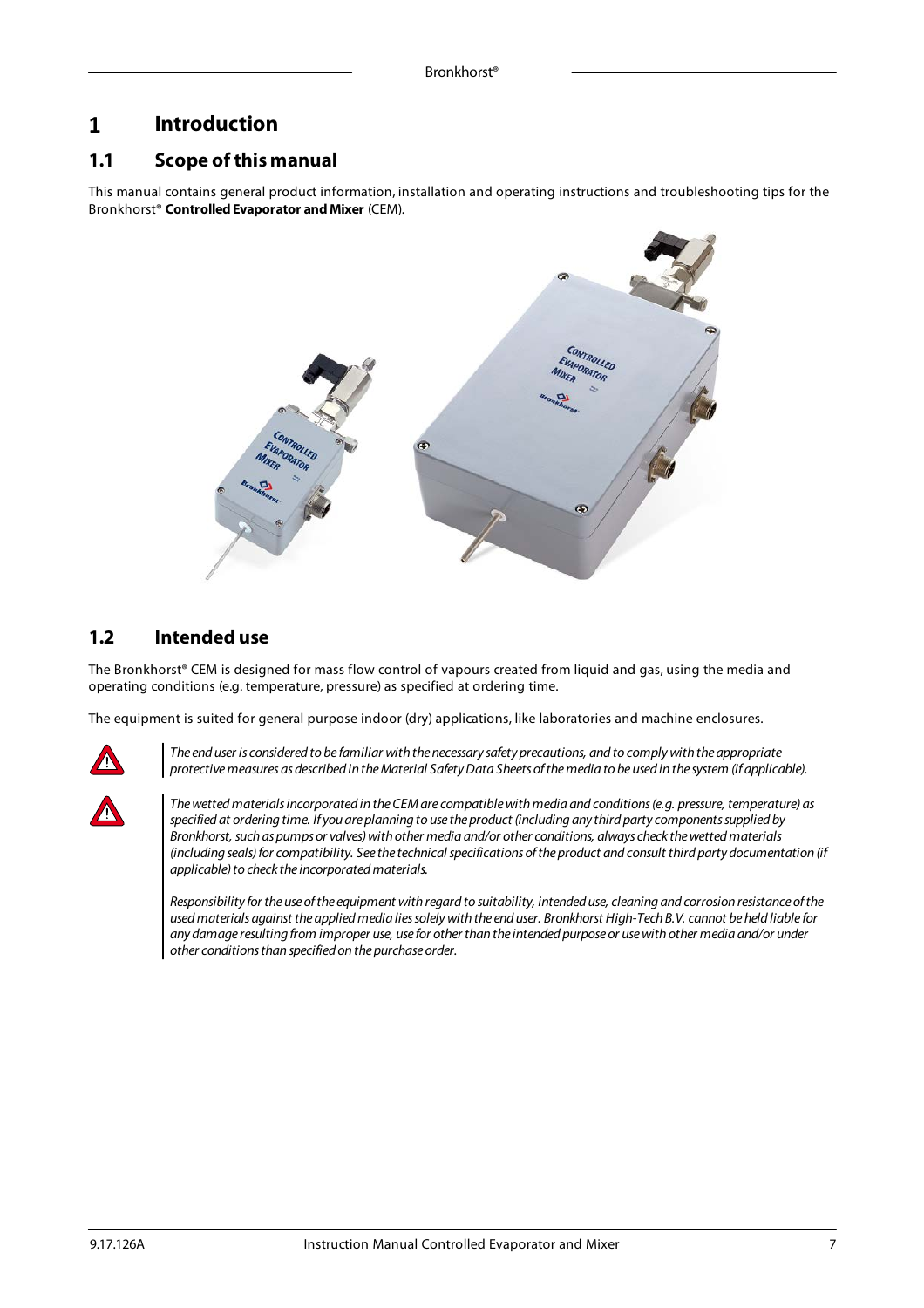# 1 Introduction

## 1.1 Scope of this manual

This manual contains general product information, installation and operating instructions and troubleshooting tips for the Bronkhorst® **Controlled Evaporator and Mixer** (CEM).

## 1.2 Intended use

The Bronkhorst® CEM is designed for mass flow control of vapours created from liquid and gas, using the media and operating conditions (e.g. temperature, pressure) as specified at ordering time.

The equipment is suited for general purpose indoor (dry) applications, like laboratories and machine enclosures.

*The end user is considered to be familiar with the necessary safety precautions, and to comply with the appropriate protective measures as described in the Material Safety Data Sheets of the media to be used in the system (if applicable).*

*The wetted materials incorporated in the CEM are compatible with media and conditions (e.g. pressure, temperature) as specified at ordering time. If you are planning to use the product (including any third party components supplied by Bronkhorst, such as pumps or valves) with other media and/or other conditions, always check the wetted materials (including seals) for compatibility. See the technical specifications of the product and consult third party documentation (if applicable) to check the incorporated materials.*

*Responsibility for the use of the equipment with regard to suitability, intended use, cleaning and corrosion resistance of the used materials against the applied media lies solely with the end user. Bronkhorst High-Tech B.V. cannot be held liable for any damage resulting from improper use, use for other than the intended purpose or use with other media and/or under other conditions than specified on the purchase order.*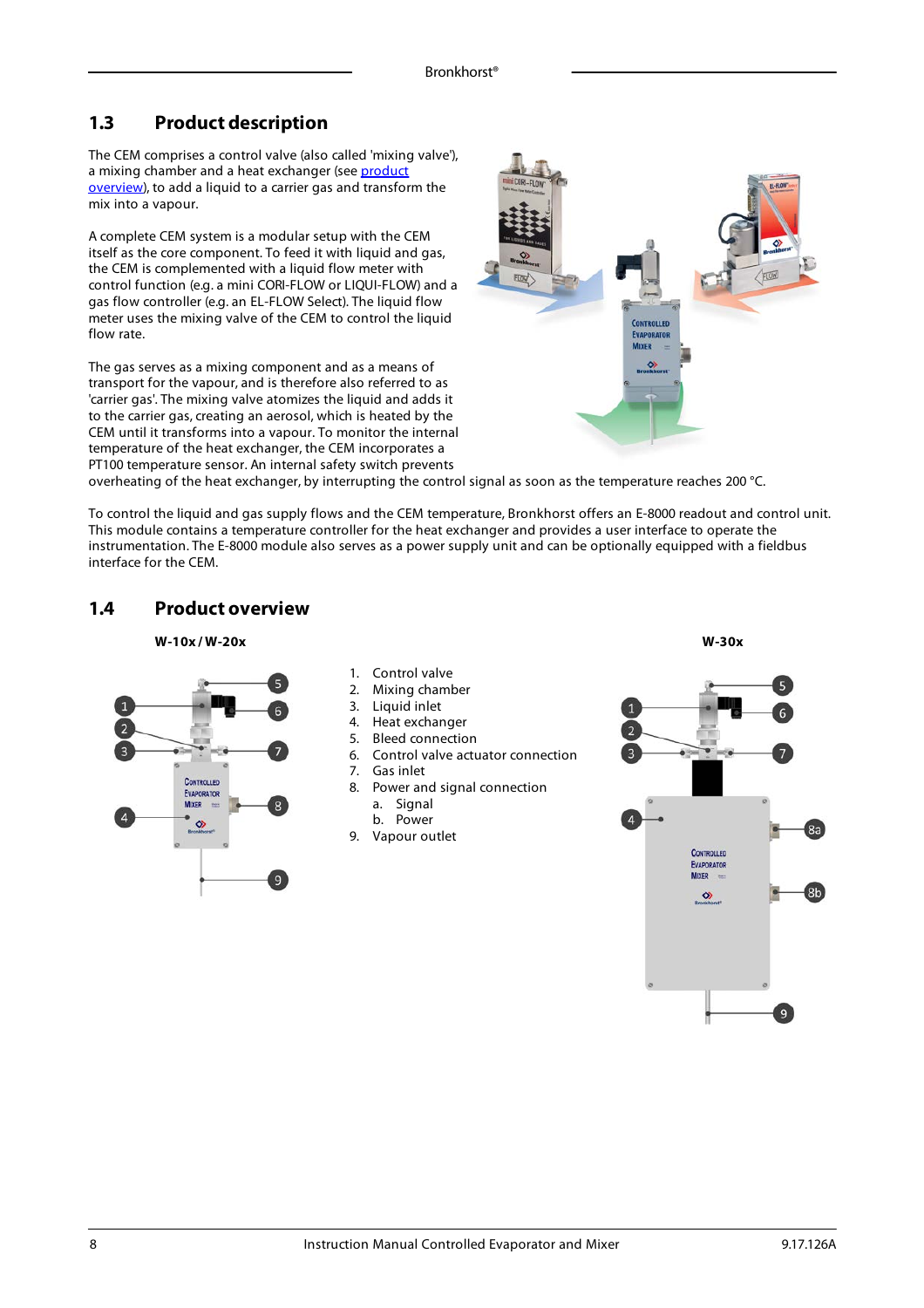## 1.3 Product description

The CEM comprises a control valve (also called 'mixing valve'), a mixing chamber and a heat exchanger (see product overview), to add a liquid to a carrier gas and transform the mix into a vapour.

A complete CEM system is a modular setup with the CEM itself as the core component. To feed it with liquid and gas, the CEM is complemented with a liquid flow meter with control function (e.g. a mini CORI-FLOW or LIQUI-FLOW) and a gas flow controller (e.g. an EL-FLOW Select). The liquid flow meter uses the mixing valve of the CEM to control the liquid flow rate.

The gas serves as a mixing component and as a means of transport for the vapour, and is therefore also referred to as 'carrier gas'. The mixing valve atomizes the liquid and adds it to the carrier gas, creating an aerosol, which is heated by the CEM until it transforms into a vapour. To monitor the internal temperature of the heat exchanger, the CEM incorporates a PT100 temperature sensor. An internal safety switch prevents overheating of the heat exchanger, by interrupting the control signal as soon as the temperature reaches 200 °C.

To control the liquid and gas supply flows and the CEM temperature, Bronkhorst offers an E-8000 readout and control unit. This module contains a temperature controller for the heat exchanger and provides a user interface to operate the instrumentation. The E-8000 module also serves as a power supply unit and can be optionally equipped with a fieldbus interface for the CEM.

## 1.4 Product overview

**W-10x / W-20x**

**W-30x**

1. Control valve
2. Mixing chamber
3. Liquid inlet
4. Heat exchanger
5. Bleed connection
6. Control valve actuator connection
7. Gas inlet
8. Power and signal connection
   a. Signal
   b. Power
9. Vapour outlet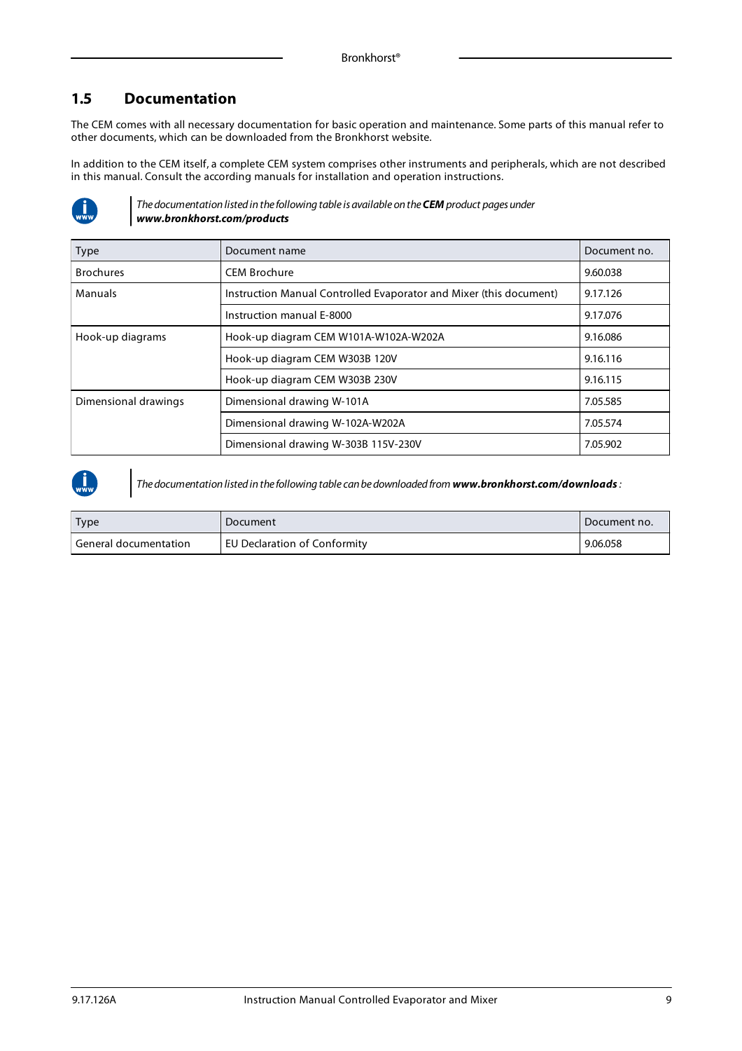## 1.5 Documentation

The CEM comes with all necessary documentation for basic operation and maintenance. Some parts of this manual refer to other documents, which can be downloaded from the Bronkhorst website.

In addition to the CEM itself, a complete CEM system comprises other instruments and peripherals, which are not described in this manual. Consult the according manuals for installation and operation instructions.

*The documentation listed in the following table is available on the **CEM** product pages under **www.bronkhorst.com/products***

| Type | Document name | Document no. |
|---|---|---|
| Brochures | CEM Brochure | 9.60.038 |
| Manuals | Instruction Manual Controlled Evaporator and Mixer (this document) | 9.17.126 |
| | Instruction manual E-8000 | 9.17.076 |
| Hook-up diagrams | Hook-up diagram CEM W101A-W102A-W202A | 9.16.086 |
| | Hook-up diagram CEM W303B 120V | 9.16.116 |
| | Hook-up diagram CEM W303B 230V | 9.16.115 |
| Dimensional drawings | Dimensional drawing W-101A | 7.05.585 |
| | Dimensional drawing W-102A-W202A | 7.05.574 |
| | Dimensional drawing W-303B 115V-230V | 7.05.902 |

*The documentation listed in the following table can be downloaded from **www.bronkhorst.com/downloads**:*

| Type | Document | Document no. |
|---|---|---|
| General documentation | EU Declaration of Conformity | 9.06.058 |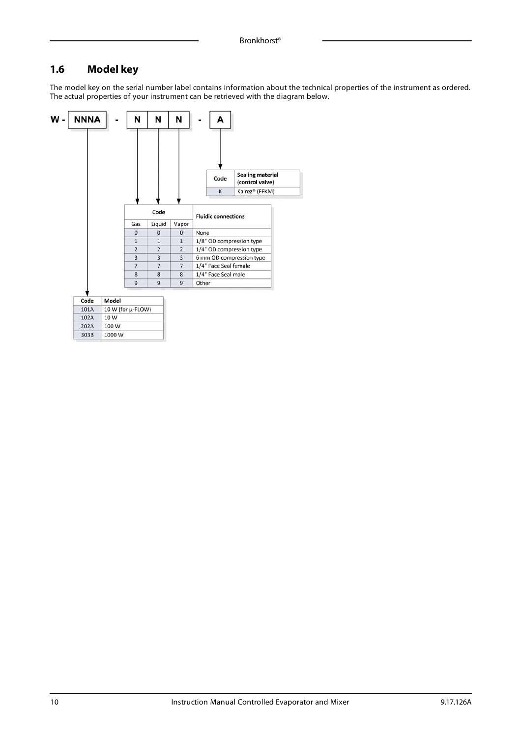## 1.6 Model key

The model key on the serial number label contains information about the technical properties of the instrument as ordered. The actual properties of your instrument can be retrieved with the diagram below.

**W - NNNA - N N N - A**

| Code | Sealing material (control valve) |
| --- | --- |
| K | Kalrez® (FFKM) |

| Code | | | Fluidic connections |
| --- | --- | --- | --- |
| Gas | Liquid | Vapor | |
| 0 | 0 | 0 | None |
| 1 | 1 | 1 | 1/8" OD compression type |
| 2 | 2 | 2 | 1/4" OD compression type |
| 3 | 3 | 3 | 6 mm OD compression type |
| 7 | 7 | 7 | 1/4" Face Seal female |
| 8 | 8 | 8 | 1/4" Face Seal male |
| 9 | 9 | 9 | Other |

| Code | Model |
| --- | --- |
| 101A | 10 W (for μ-FLOW) |
| 102A | 10 W |
| 202A | 100 W |
| 303B | 1000 W |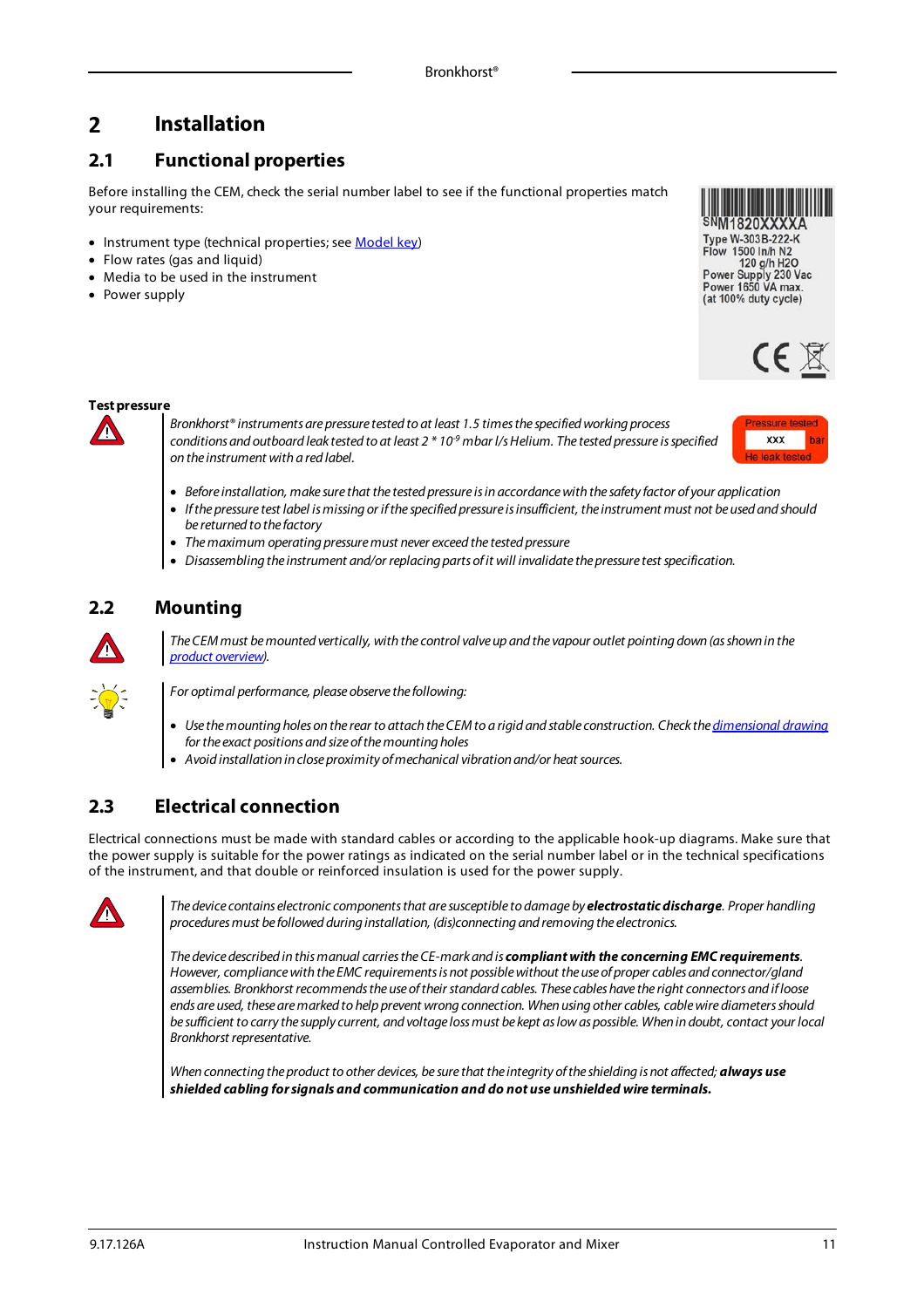# 2 Installation

## 2.1 Functional properties

Before installing the CEM, check the serial number label to see if the functional properties match your requirements:

- Instrument type (technical properties; see Model key)
- Flow rates (gas and liquid)
- Media to be used in the instrument
- Power supply

SN M1820XXXXA
Type W-303B-222-K
Flow 1500 ln/h N2
120 g/h H2O
Power Supply 230 Vac
Power 1650 VA max.
(at 100% duty cycle)

**Test pressure**

*Bronkhorst® instruments are pressure tested to at least 1.5 times the specified working process conditions and outboard leak tested to at least 2 * $10^{-9}$ mbar l/s Helium. The tested pressure is specified on the instrument with a red label.*

Pressure tested XXX bar
He leak tested

- *Before installation, make sure that the tested pressure is in accordance with the safety factor of your application*
- *If the pressure test label is missing or if the specified pressure is insufficient, the instrument must not be used and should be returned to the factory*
- *The maximum operating pressure must never exceed the tested pressure*
- *Disassembling the instrument and/or replacing parts of it will invalidate the pressure test specification.*

## 2.2 Mounting

*The CEM must be mounted vertically, with the control valve up and the vapour outlet pointing down (as shown in the product overview).*

*For optimal performance, please observe the following:*

- *Use the mounting holes on the rear to attach the CEM to a rigid and stable construction. Check the dimensional drawing for the exact positions and size of the mounting holes*
- *Avoid installation in close proximity of mechanical vibration and/or heat sources.*

## 2.3 Electrical connection

Electrical connections must be made with standard cables or according to the applicable hook-up diagrams. Make sure that the power supply is suitable for the power ratings as indicated on the serial number label or in the technical specifications of the instrument, and that double or reinforced insulation is used for the power supply.

*The device contains electronic components that are susceptible to damage by **electrostatic discharge**. Proper handling procedures must be followed during installation, (dis)connecting and removing the electronics.*

*The device described in this manual carries the CE-mark and is **compliant with the concerning EMC requirements**. However, compliance with the EMC requirements is not possible without the use of proper cables and connector/gland assemblies. Bronkhorst recommends the use of their standard cables. These cables have the right connectors and if loose ends are used, these are marked to help prevent wrong connection. When using other cables, cable wire diameters should be sufficient to carry the supply current, and voltage loss must be kept as low as possible. When in doubt, contact your local Bronkhorst representative.*

*When connecting the product to other devices, be sure that the integrity of the shielding is not affected; **always use shielded cabling for signals and communication and do not use unshielded wire terminals.***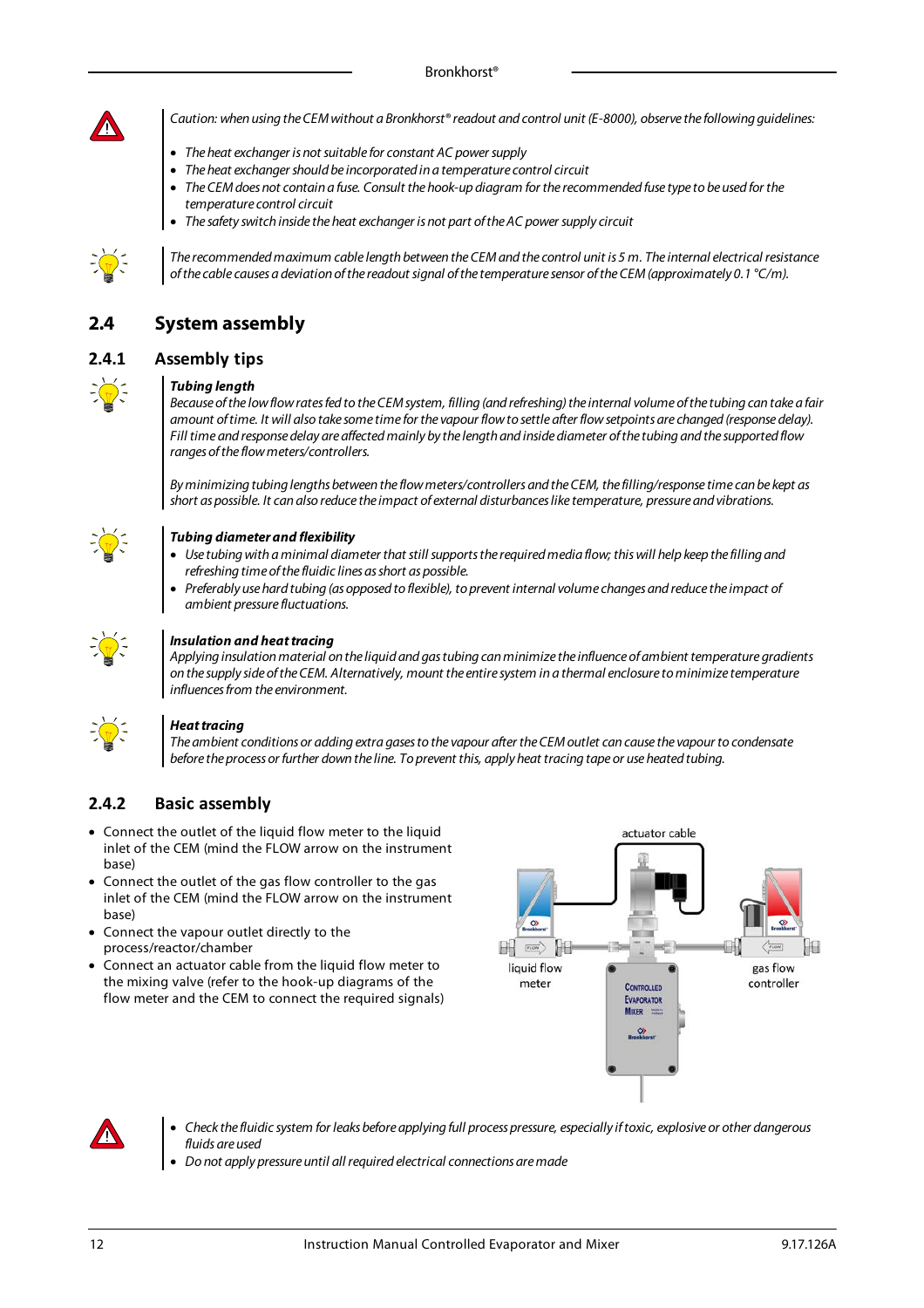*Caution: when using the CEM without a Bronkhorst® readout and control unit (E-8000), observe the following guidelines:*

- *The heat exchanger is not suitable for constant AC power supply*
- *The heat exchanger should be incorporated in a temperature control circuit*
- *The CEM does not contain a fuse. Consult the hook-up diagram for the recommended fuse type to be used for the temperature control circuit*
- *The safety switch inside the heat exchanger is not part of the AC power supply circuit*

*The recommended maximum cable length between the CEM and the control unit is 5 m. The internal electrical resistance of the cable causes a deviation of the readout signal of the temperature sensor of the CEM (approximately 0.1 °C/m).*

## 2.4 System assembly

### 2.4.1 Assembly tips

***Tubing length***

*Because of the low flow rates fed to the CEM system, filling (and refreshing) the internal volume of the tubing can take a fair amount of time. It will also take some time for the vapour flow to settle after flow setpoints are changed (response delay). Fill time and response delay are affected mainly by the length and inside diameter of the tubing and the supported flow ranges of the flow meters/controllers.*

*By minimizing tubing lengths between the flow meters/controllers and the CEM, the filling/response time can be kept as short as possible. It can also reduce the impact of external disturbances like temperature, pressure and vibrations.*

***Tubing diameter and flexibility***

- *Use tubing with a minimal diameter that still supports the required media flow; this will help keep the filling and refreshing time of the fluidic lines as short as possible.*
- *Preferably use hard tubing (as opposed to flexible), to prevent internal volume changes and reduce the impact of ambient pressure fluctuations.*

***Insulation and heat tracing***

*Applying insulation material on the liquid and gas tubing can minimize the influence of ambient temperature gradients on the supply side of the CEM. Alternatively, mount the entire system in a thermal enclosure to minimize temperature influences from the environment.*

***Heat tracing***

*The ambient conditions or adding extra gases to the vapour after the CEM outlet can cause the vapour to condensate before the process or further down the line. To prevent this, apply heat tracing tape or use heated tubing.*

### 2.4.2 Basic assembly

- Connect the outlet of the liquid flow meter to the liquid inlet of the CEM (mind the FLOW arrow on the instrument base)
- Connect the outlet of the gas flow controller to the gas inlet of the CEM (mind the FLOW arrow on the instrument base)
- Connect the vapour outlet directly to the process/reactor/chamber
- Connect an actuator cable from the liquid flow meter to the mixing valve (refer to the hook-up diagrams of the flow meter and the CEM to connect the required signals)

- *Check the fluidic system for leaks before applying full process pressure, especially if toxic, explosive or other dangerous fluids are used*
- *Do not apply pressure until all required electrical connections are made*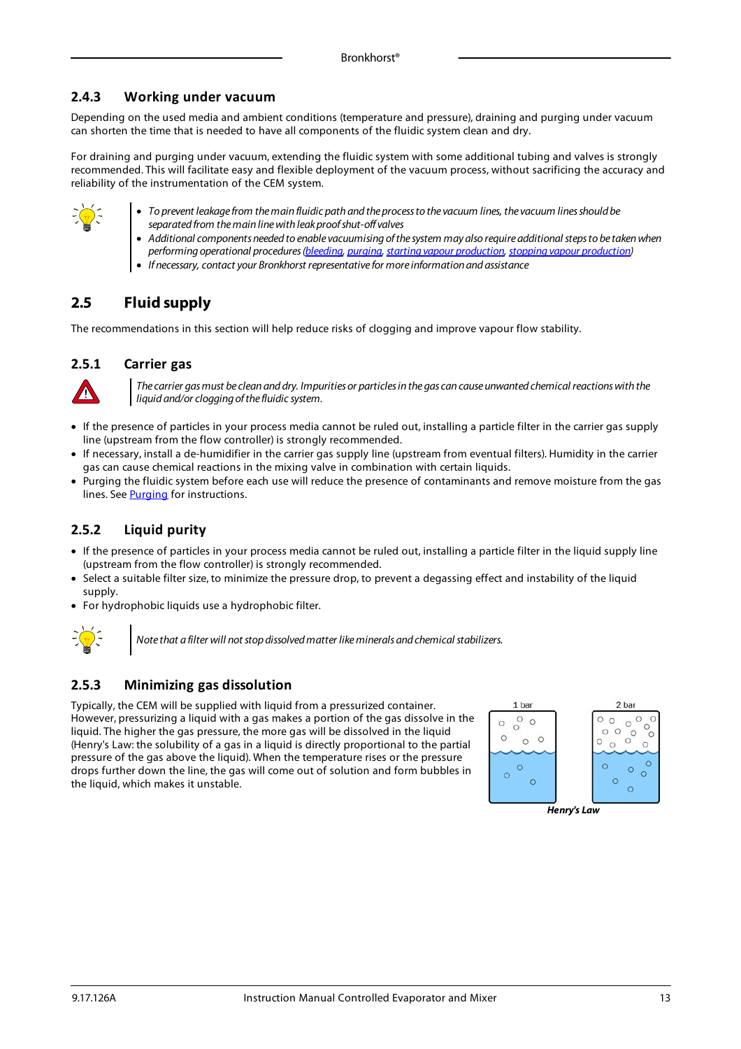### 2.4.3 Working under vacuum

Depending on the used media and ambient conditions (temperature and pressure), draining and purging under vacuum can shorten the time that is needed to have all components of the fluidic system clean and dry.

For draining and purging under vacuum, extending the fluidic system with some additional tubing and valves is strongly recommended. This will facilitate easy and flexible deployment of the vacuum process, without sacrificing the accuracy and reliability of the instrumentation of the CEM system.

- *To prevent leakage from the main fluidic path and the process to the vacuum lines, the vacuum lines should be separated from the main line with leak proof shut-off valves*
- *Additional components needed to enable vacuumising of the system may also require additional steps to be taken when performing operational procedures (bleeding, purging, starting vapour production, stopping vapour production)*
- *If necessary, contact your Bronkhorst representative for more information and assistance*

## 2.5 Fluid supply

The recommendations in this section will help reduce risks of clogging and improve vapour flow stability.

### 2.5.1 Carrier gas

*The carrier gas must be clean and dry. Impurities or particles in the gas can cause unwanted chemical reactions with the liquid and/or clogging of the fluidic system.*

- If the presence of particles in your process media cannot be ruled out, installing a particle filter in the carrier gas supply line (upstream from the flow controller) is strongly recommended.
- If necessary, install a de-humidifier in the carrier gas supply line (upstream from eventual filters). Humidity in the carrier gas can cause chemical reactions in the mixing valve in combination with certain liquids.
- Purging the fluidic system before each use will reduce the presence of contaminants and remove moisture from the gas lines. See Purging for instructions.

### 2.5.2 Liquid purity

- If the presence of particles in your process media cannot be ruled out, installing a particle filter in the liquid supply line (upstream from the flow controller) is strongly recommended.
- Select a suitable filter size, to minimize the pressure drop, to prevent a degassing effect and instability of the liquid supply.
- For hydrophobic liquids use a hydrophobic filter.

*Note that a filter will not stop dissolved matter like minerals and chemical stabilizers.*

### 2.5.3 Minimizing gas dissolution

Typically, the CEM will be supplied with liquid from a pressurized container. However, pressurizing a liquid with a gas makes a portion of the gas dissolve in the liquid. The higher the gas pressure, the more gas will be dissolved in the liquid (Henry's Law: the solubility of a gas in a liquid is directly proportional to the partial pressure of the gas above the liquid). When the temperature rises or the pressure drops further down the line, the gas will come out of solution and form bubbles in the liquid, which makes it unstable.

1 bar　　2 bar

***Henry's Law***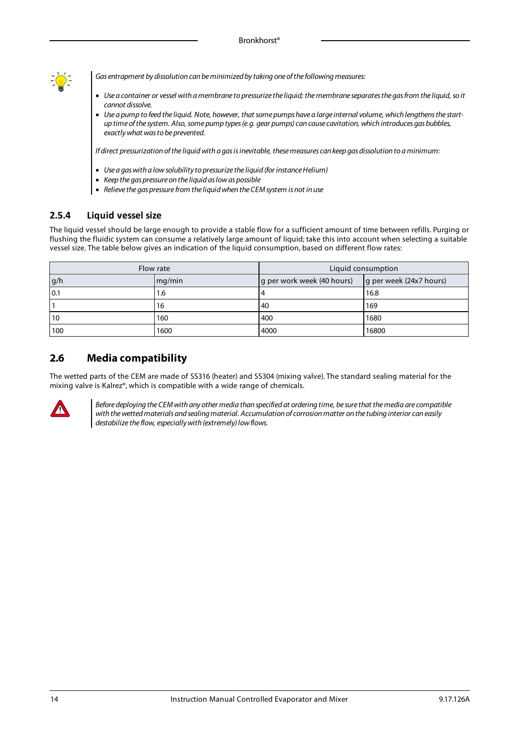*Gas entrapment by dissolution can be minimized by taking one of the following measures:*

- *Use a container or vessel with a membrane to pressurize the liquid; the membrane separates the gas from the liquid, so it cannot dissolve.*
- *Use a pump to feed the liquid. Note, however, that some pumps have a large internal volume, which lengthens the start-up time of the system. Also, some pump types (e.g. gear pumps) can cause cavitation, which introduces gas bubbles, exactly what was to be prevented.*

*If direct pressurization of the liquid with a gas is inevitable, these measures can keep gas dissolution to a minimum:*

- *Use a gas with a low solubility to pressurize the liquid (for instance Helium)*
- *Keep the gas pressure on the liquid as low as possible*
- *Relieve the gas pressure from the liquid when the CEM system is not in use*

### 2.5.4 Liquid vessel size

The liquid vessel should be large enough to provide a stable flow for a sufficient amount of time between refills. Purging or flushing the fluidic system can consume a relatively large amount of liquid; take this into account when selecting a suitable vessel size. The table below gives an indication of the liquid consumption, based on different flow rates:

| Flow rate | | Liquid consumption | |
|---|---|---|---|
| g/h | mg/min | g per work week (40 hours) | g per week (24x7 hours) |
| 0.1 | 1.6 | 4 | 16.8 |
| 1 | 16 | 40 | 169 |
| 10 | 160 | 400 | 1680 |
| 100 | 1600 | 4000 | 16800 |

## 2.6 Media compatibility

The wetted parts of the CEM are made of SS316 (heater) and SS304 (mixing valve). The standard sealing material for the mixing valve is Kalrez®, which is compatible with a wide range of chemicals.

*Before deploying the CEM with any other media than specified at ordering time, be sure that the media are compatible with the wetted materials and sealing material. Accumulation of corrosion matter on the tubing interior can easily destabilize the flow, especially with (extremely) low flows.*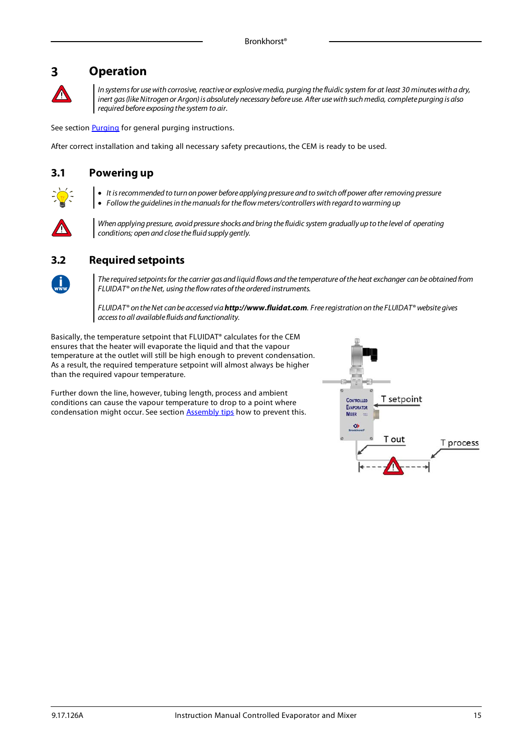# 3 Operation

*In systems for use with corrosive, reactive or explosive media, purging the fluidic system for at least 30 minutes with a dry, inert gas (like Nitrogen or Argon) is absolutely necessary before use. After use with such media, complete purging is also required before exposing the system to air.*

See section Purging for general purging instructions.

After correct installation and taking all necessary safety precautions, the CEM is ready to be used.

## 3.1 Powering up

- *It is recommended to turn on power before applying pressure and to switch off power after removing pressure*
- *Follow the guidelines in the manuals for the flow meters/controllers with regard to warming up*

*When applying pressure, avoid pressure shocks and bring the fluidic system gradually up to the level of operating conditions; open and close the fluid supply gently.*

## 3.2 Required setpoints

*The required setpoints for the carrier gas and liquid flows and the temperature of the heat exchanger can be obtained from FLUIDAT® on the Net, using the flow rates of the ordered instruments.*

*FLUIDAT® on the Net can be accessed via* ***http://www.fluidat.com****. Free registration on the FLUIDAT® website gives access to all available fluids and functionality.*

Basically, the temperature setpoint that FLUIDAT® calculates for the CEM ensures that the heater will evaporate the liquid and that the vapour temperature at the outlet will still be high enough to prevent condensation. As a result, the required temperature setpoint will almost always be higher than the required vapour temperature.

Further down the line, however, tubing length, process and ambient conditions can cause the vapour temperature to drop to a point where condensation might occur. See section Assembly tips how to prevent this.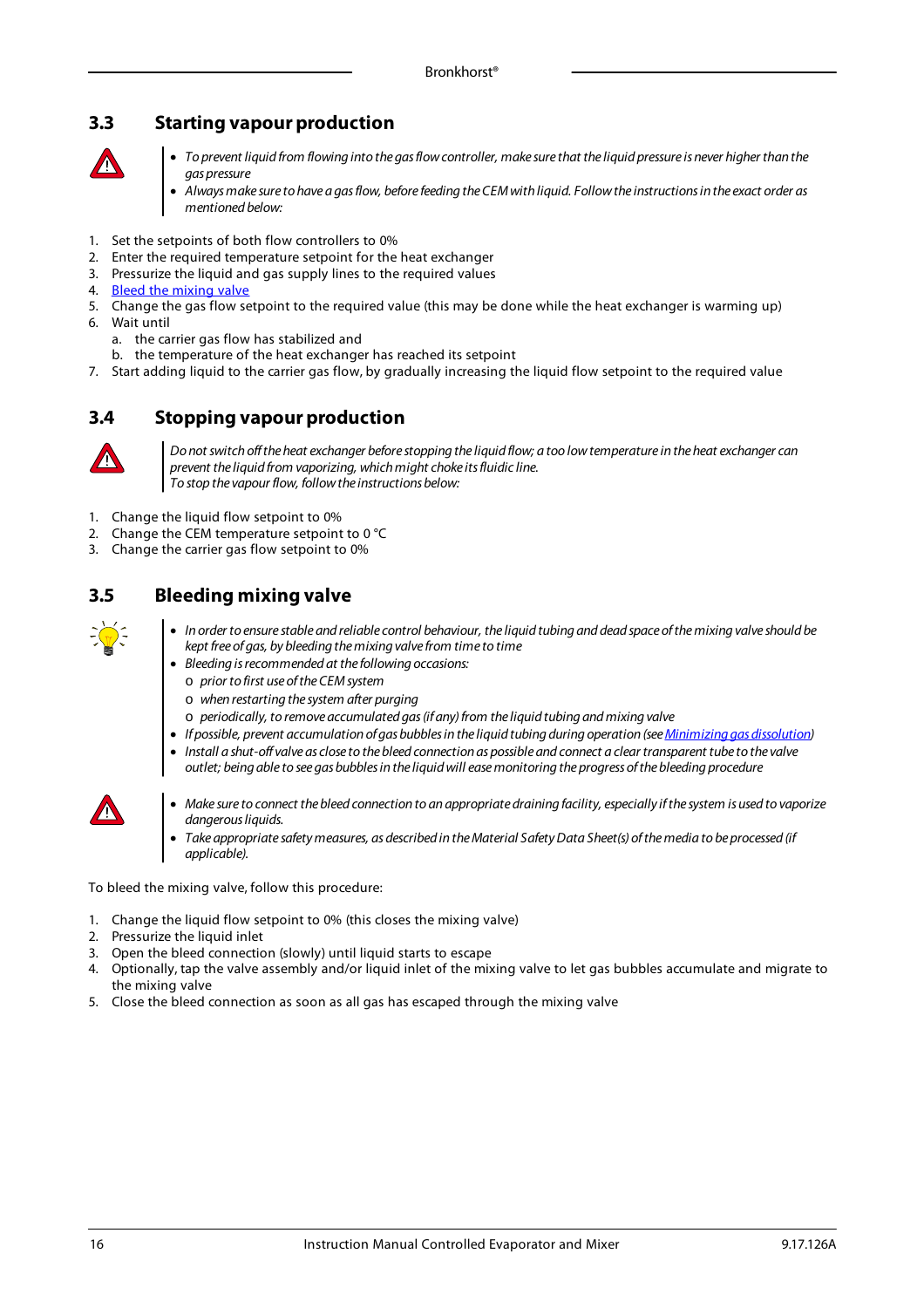## 3.3 Starting vapour production

- *To prevent liquid from flowing into the gas flow controller, make sure that the liquid pressure is never higher than the gas pressure*
- *Always make sure to have a gas flow, before feeding the CEM with liquid. Follow the instructions in the exact order as mentioned below:*

1. Set the setpoints of both flow controllers to 0%
2. Enter the required temperature setpoint for the heat exchanger
3. Pressurize the liquid and gas supply lines to the required values
4. Bleed the mixing valve
5. Change the gas flow setpoint to the required value (this may be done while the heat exchanger is warming up)
6. Wait until
   a. the carrier gas flow has stabilized and
   b. the temperature of the heat exchanger has reached its setpoint
7. Start adding liquid to the carrier gas flow, by gradually increasing the liquid flow setpoint to the required value

## 3.4 Stopping vapour production

*Do not switch off the heat exchanger before stopping the liquid flow; a too low temperature in the heat exchanger can prevent the liquid from vaporizing, which might choke its fluidic line.*
*To stop the vapour flow, follow the instructions below:*

1. Change the liquid flow setpoint to 0%
2. Change the CEM temperature setpoint to 0 °C
3. Change the carrier gas flow setpoint to 0%

## 3.5 Bleeding mixing valve

- *In order to ensure stable and reliable control behaviour, the liquid tubing and dead space of the mixing valve should be kept free of gas, by bleeding the mixing valve from time to time*
- *Bleeding is recommended at the following occasions:*
  - *prior to first use of the CEM system*
  - *when restarting the system after purging*
  - *periodically, to remove accumulated gas (if any) from the liquid tubing and mixing valve*
- *If possible, prevent accumulation of gas bubbles in the liquid tubing during operation (see Minimizing gas dissolution)*
- *Install a shut-off valve as close to the bleed connection as possible and connect a clear transparent tube to the valve outlet; being able to see gas bubbles in the liquid will ease monitoring the progress of the bleeding procedure*

- *Make sure to connect the bleed connection to an appropriate draining facility, especially if the system is used to vaporize dangerous liquids.*
- *Take appropriate safety measures, as described in the Material Safety Data Sheet(s) of the media to be processed (if applicable).*

To bleed the mixing valve, follow this procedure:

1. Change the liquid flow setpoint to 0% (this closes the mixing valve)
2. Pressurize the liquid inlet
3. Open the bleed connection (slowly) until liquid starts to escape
4. Optionally, tap the valve assembly and/or liquid inlet of the mixing valve to let gas bubbles accumulate and migrate to the mixing valve
5. Close the bleed connection as soon as all gas has escaped through the mixing valve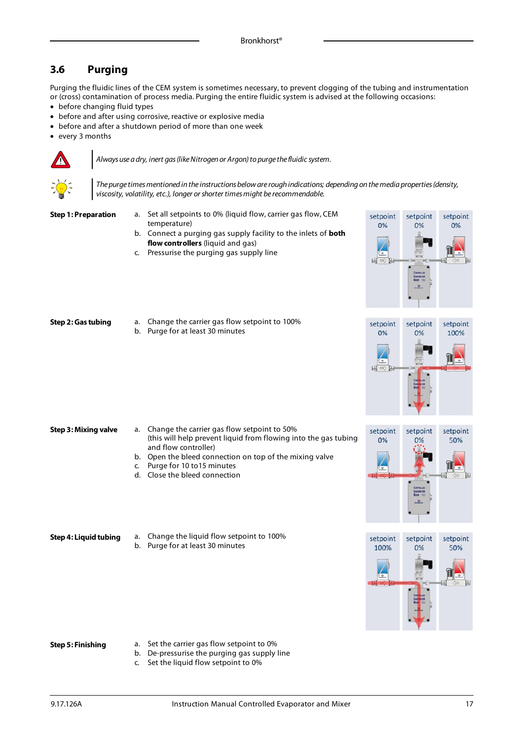## 3.6 Purging

Purging the fluidic lines of the CEM system is sometimes necessary, to prevent clogging of the tubing and instrumentation or (cross) contamination of process media. Purging the entire fluidic system is advised at the following occasions:

- before changing fluid types
- before and after using corrosive, reactive or explosive media
- before and after a shutdown period of more than one week
- every 3 months

*Always use a dry, inert gas (like Nitrogen or Argon) to purge the fluidic system.*

*The purge times mentioned in the instructions below are rough indications; depending on the media properties (density, viscosity, volatility, etc.), longer or shorter times might be recommendable.*

**Step 1: Preparation**

a. Set all setpoints to 0% (liquid flow, carrier gas flow, CEM temperature)
b. Connect a purging gas supply facility to the inlets of **both flow controllers** (liquid and gas)
c. Pressurise the purging gas supply line

setpoint 0% | setpoint 0% | setpoint 0%

**Step 2: Gas tubing**

a. Change the carrier gas flow setpoint to 100%
b. Purge for at least 30 minutes

setpoint 0% | setpoint 0% | setpoint 100%

**Step 3: Mixing valve**

a. Change the carrier gas flow setpoint to 50% (this will help prevent liquid from flowing into the gas tubing and flow controller)
b. Open the bleed connection on top of the mixing valve
c. Purge for 10 to15 minutes
d. Close the bleed connection

setpoint 0% | setpoint 0% | setpoint 50%

**Step 4: Liquid tubing**

a. Change the liquid flow setpoint to 100%
b. Purge for at least 30 minutes

setpoint 100% | setpoint 0% | setpoint 50%

**Step 5: Finishing**

a. Set the carrier gas flow setpoint to 0%
b. De-pressurise the purging gas supply line
c. Set the liquid flow setpoint to 0%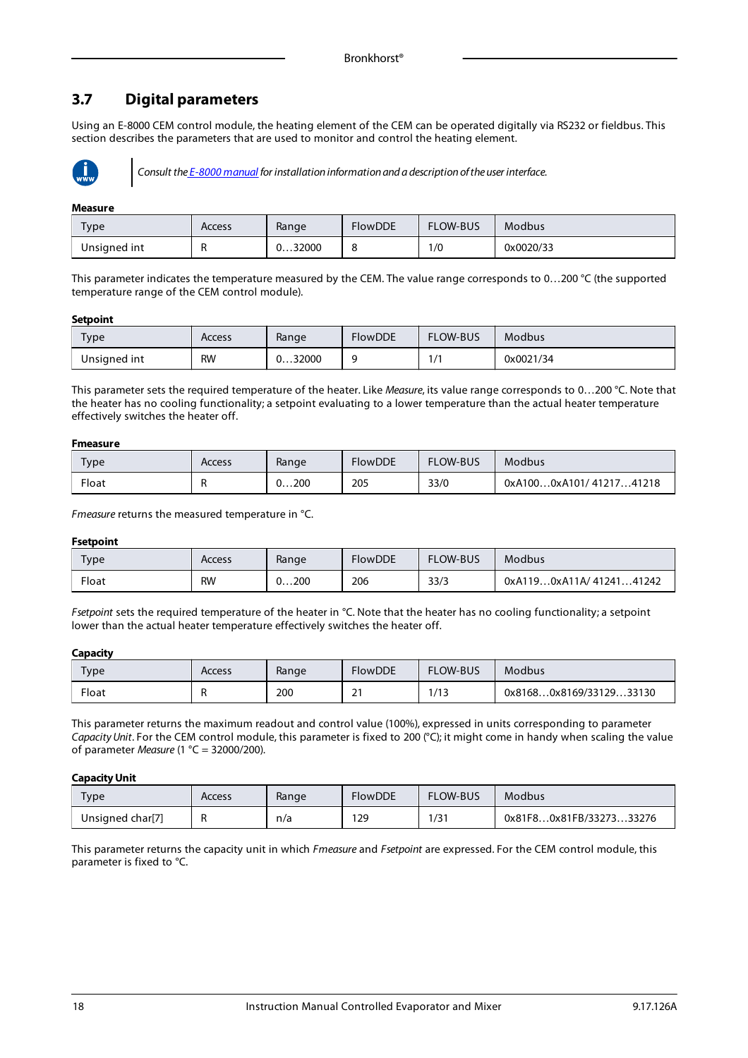## 3.7 Digital parameters

Using an E-8000 CEM control module, the heating element of the CEM can be operated digitally via RS232 or fieldbus. This section describes the parameters that are used to monitor and control the heating element.

*Consult the E-8000 manual for installation information and a description of the user interface.*

**Measure**

| Type | Access | Range | FlowDDE | FLOW-BUS | Modbus |
|---|---|---|---|---|---|
| Unsigned int | R | 0…32000 | 8 | 1/0 | 0x0020/33 |

This parameter indicates the temperature measured by the CEM. The value range corresponds to 0…200 °C (the supported temperature range of the CEM control module).

**Setpoint**

| Type | Access | Range | FlowDDE | FLOW-BUS | Modbus |
|---|---|---|---|---|---|
| Unsigned int | RW | 0…32000 | 9 | 1/1 | 0x0021/34 |

This parameter sets the required temperature of the heater. Like *Measure*, its value range corresponds to 0…200 °C. Note that the heater has no cooling functionality; a setpoint evaluating to a lower temperature than the actual heater temperature effectively switches the heater off.

**Fmeasure**

| Type | Access | Range | FlowDDE | FLOW-BUS | Modbus |
|---|---|---|---|---|---|
| Float | R | 0…200 | 205 | 33/0 | 0xA100…0xA101/ 41217…41218 |

*Fmeasure* returns the measured temperature in °C.

**Fsetpoint**

| Type | Access | Range | FlowDDE | FLOW-BUS | Modbus |
|---|---|---|---|---|---|
| Float | RW | 0…200 | 206 | 33/3 | 0xA119…0xA11A/ 41241…41242 |

*Fsetpoint* sets the required temperature of the heater in °C. Note that the heater has no cooling functionality; a setpoint lower than the actual heater temperature effectively switches the heater off.

**Capacity**

| Type | Access | Range | FlowDDE | FLOW-BUS | Modbus |
|---|---|---|---|---|---|
| Float | R | 200 | 21 | 1/13 | 0x8168…0x8169/33129…33130 |

This parameter returns the maximum readout and control value (100%), expressed in units corresponding to parameter *Capacity Unit*. For the CEM control module, this parameter is fixed to 200 (°C); it might come in handy when scaling the value of parameter *Measure* (1 °C = 32000/200).

**Capacity Unit**

| Type | Access | Range | FlowDDE | FLOW-BUS | Modbus |
|---|---|---|---|---|---|
| Unsigned char[7] | R | n/a | 129 | 1/31 | 0x81F8…0x81FB/33273…33276 |

This parameter returns the capacity unit in which *Fmeasure* and *Fsetpoint* are expressed. For the CEM control module, this parameter is fixed to °C.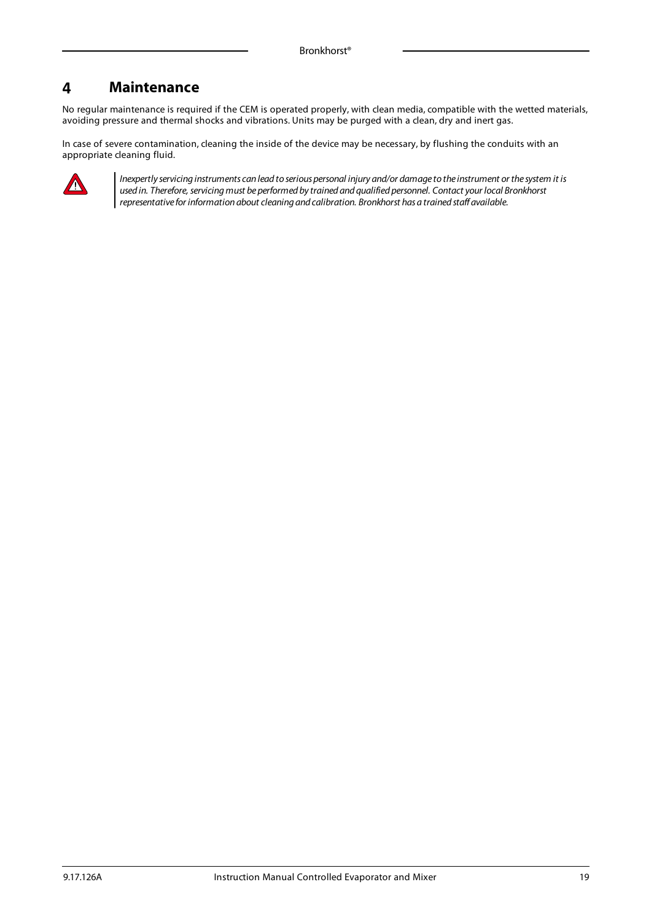# 4 Maintenance

No regular maintenance is required if the CEM is operated properly, with clean media, compatible with the wetted materials, avoiding pressure and thermal shocks and vibrations. Units may be purged with a clean, dry and inert gas.

In case of severe contamination, cleaning the inside of the device may be necessary, by flushing the conduits with an appropriate cleaning fluid.

> *Inexpertly servicing instruments can lead to serious personal injury and/or damage to the instrument or the system it is used in. Therefore, servicing must be performed by trained and qualified personnel. Contact your local Bronkhorst representative for information about cleaning and calibration. Bronkhorst has a trained staff available.*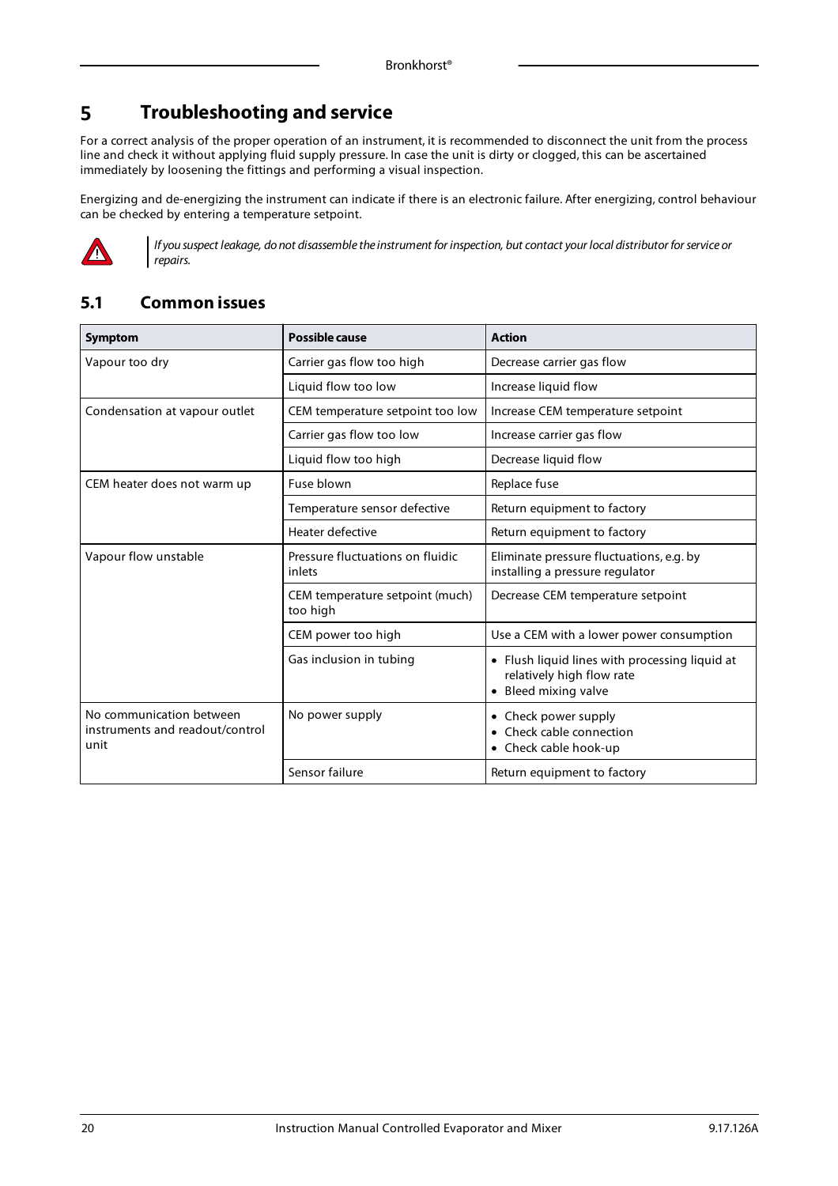# 5 Troubleshooting and service

For a correct analysis of the proper operation of an instrument, it is recommended to disconnect the unit from the process line and check it without applying fluid supply pressure. In case the unit is dirty or clogged, this can be ascertained immediately by loosening the fittings and performing a visual inspection.

Energizing and de-energizing the instrument can indicate if there is an electronic failure. After energizing, control behaviour can be checked by entering a temperature setpoint.

*If you suspect leakage, do not disassemble the instrument for inspection, but contact your local distributor for service or repairs.*

## 5.1 Common issues

| Symptom | Possible cause | Action |
|---|---|---|
| Vapour too dry | Carrier gas flow too high | Decrease carrier gas flow |
| | Liquid flow too low | Increase liquid flow |
| Condensation at vapour outlet | CEM temperature setpoint too low | Increase CEM temperature setpoint |
| | Carrier gas flow too low | Increase carrier gas flow |
| | Liquid flow too high | Decrease liquid flow |
| CEM heater does not warm up | Fuse blown | Replace fuse |
| | Temperature sensor defective | Return equipment to factory |
| | Heater defective | Return equipment to factory |
| Vapour flow unstable | Pressure fluctuations on fluidic inlets | Eliminate pressure fluctuations, e.g. by installing a pressure regulator |
| | CEM temperature setpoint (much) too high | Decrease CEM temperature setpoint |
| | CEM power too high | Use a CEM with a lower power consumption |
| | Gas inclusion in tubing | • Flush liquid lines with processing liquid at relatively high flow rate<br>• Bleed mixing valve |
| No communication between instruments and readout/control unit | No power supply | • Check power supply<br>• Check cable connection<br>• Check cable hook-up |
| | Sensor failure | Return equipment to factory |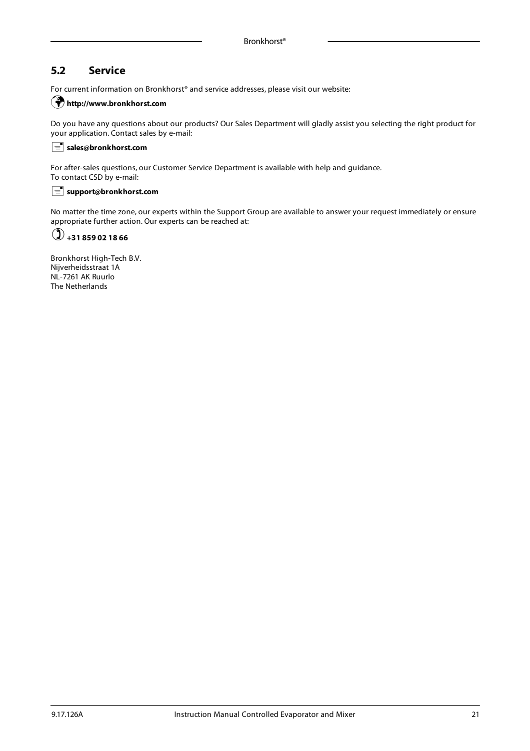## 5.2 Service

For current information on Bronkhorst® and service addresses, please visit our website:

**http://www.bronkhorst.com**

Do you have any questions about our products? Our Sales Department will gladly assist you selecting the right product for your application. Contact sales by e-mail:

**sales@bronkhorst.com**

For after-sales questions, our Customer Service Department is available with help and guidance.
To contact CSD by e-mail:

**support@bronkhorst.com**

No matter the time zone, our experts within the Support Group are available to answer your request immediately or ensure appropriate further action. Our experts can be reached at:

**+31 859 02 18 66**

Bronkhorst High-Tech B.V.
Nijverheidsstraat 1A
NL-7261 AK Ruurlo
The Netherlands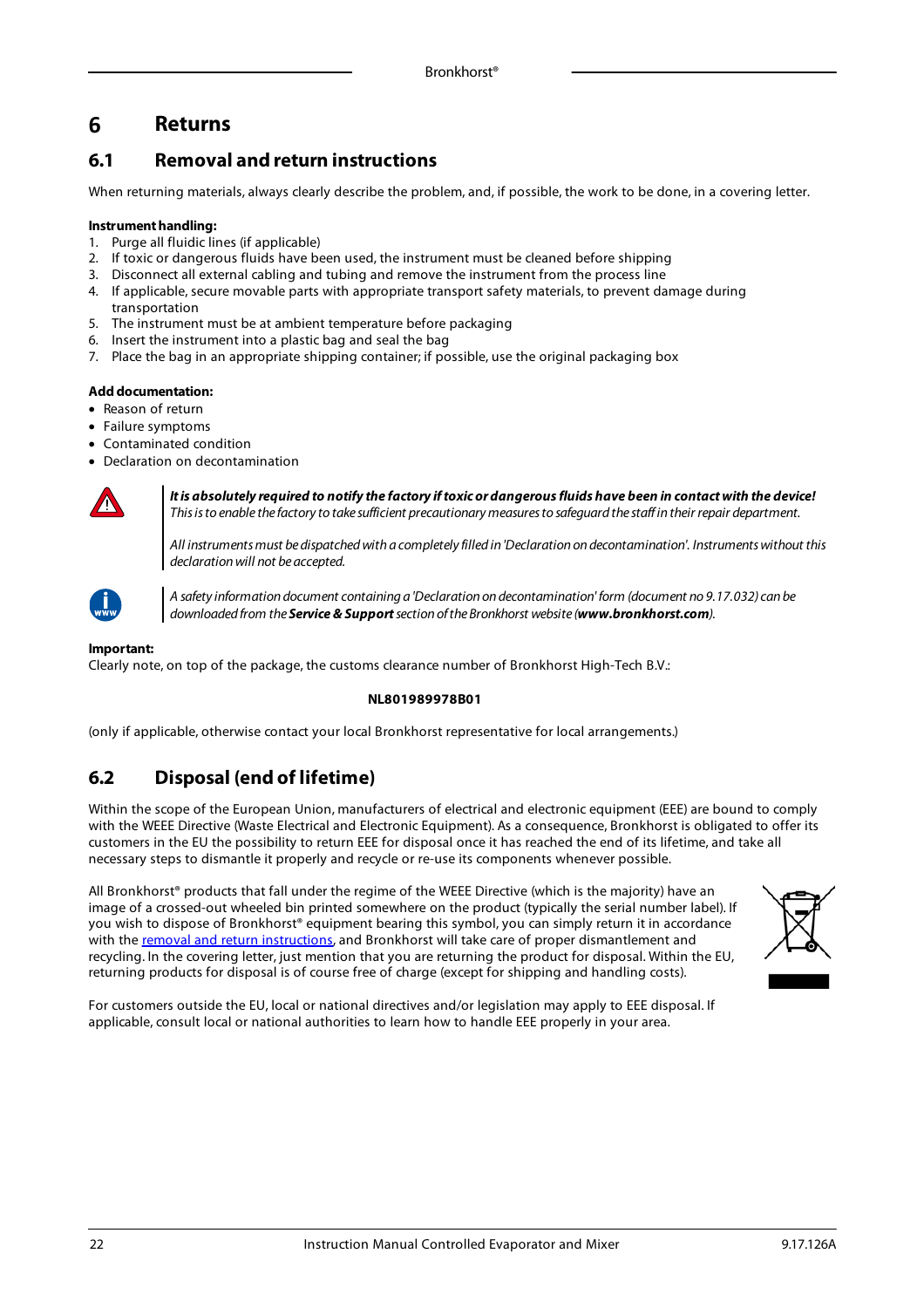# 6 Returns

## 6.1 Removal and return instructions

When returning materials, always clearly describe the problem, and, if possible, the work to be done, in a covering letter.

**Instrument handling:**

1. Purge all fluidic lines (if applicable)
2. If toxic or dangerous fluids have been used, the instrument must be cleaned before shipping
3. Disconnect all external cabling and tubing and remove the instrument from the process line
4. If applicable, secure movable parts with appropriate transport safety materials, to prevent damage during transportation
5. The instrument must be at ambient temperature before packaging
6. Insert the instrument into a plastic bag and seal the bag
7. Place the bag in an appropriate shipping container; if possible, use the original packaging box

**Add documentation:**

- Reason of return
- Failure symptoms
- Contaminated condition
- Declaration on decontamination

***It is absolutely required to notify the factory if toxic or dangerous fluids have been in contact with the device!***
*This is to enable the factory to take sufficient precautionary measures to safeguard the staff in their repair department.*

*All instruments must be dispatched with a completely filled in 'Declaration on decontamination'. Instruments without this declaration will not be accepted.*

*A safety information document containing a 'Declaration on decontamination' form (document no 9.17.032) can be downloaded from the **Service & Support** section of the Bronkhorst website (**www.bronkhorst.com**).*

**Important:**
Clearly note, on top of the package, the customs clearance number of Bronkhorst High-Tech B.V.:

**NL801989978B01**

(only if applicable, otherwise contact your local Bronkhorst representative for local arrangements.)

## 6.2 Disposal (end of lifetime)

Within the scope of the European Union, manufacturers of electrical and electronic equipment (EEE) are bound to comply with the WEEE Directive (Waste Electrical and Electronic Equipment). As a consequence, Bronkhorst is obligated to offer its customers in the EU the possibility to return EEE for disposal once it has reached the end of its lifetime, and take all necessary steps to dismantle it properly and recycle or re-use its components whenever possible.

All Bronkhorst® products that fall under the regime of the WEEE Directive (which is the majority) have an image of a crossed-out wheeled bin printed somewhere on the product (typically the serial number label). If you wish to dispose of Bronkhorst® equipment bearing this symbol, you can simply return it in accordance with the removal and return instructions, and Bronkhorst will take care of proper dismantlement and recycling. In the covering letter, just mention that you are returning the product for disposal. Within the EU, returning products for disposal is of course free of charge (except for shipping and handling costs).

For customers outside the EU, local or national directives and/or legislation may apply to EEE disposal. If applicable, consult local or national authorities to learn how to handle EEE properly in your area.